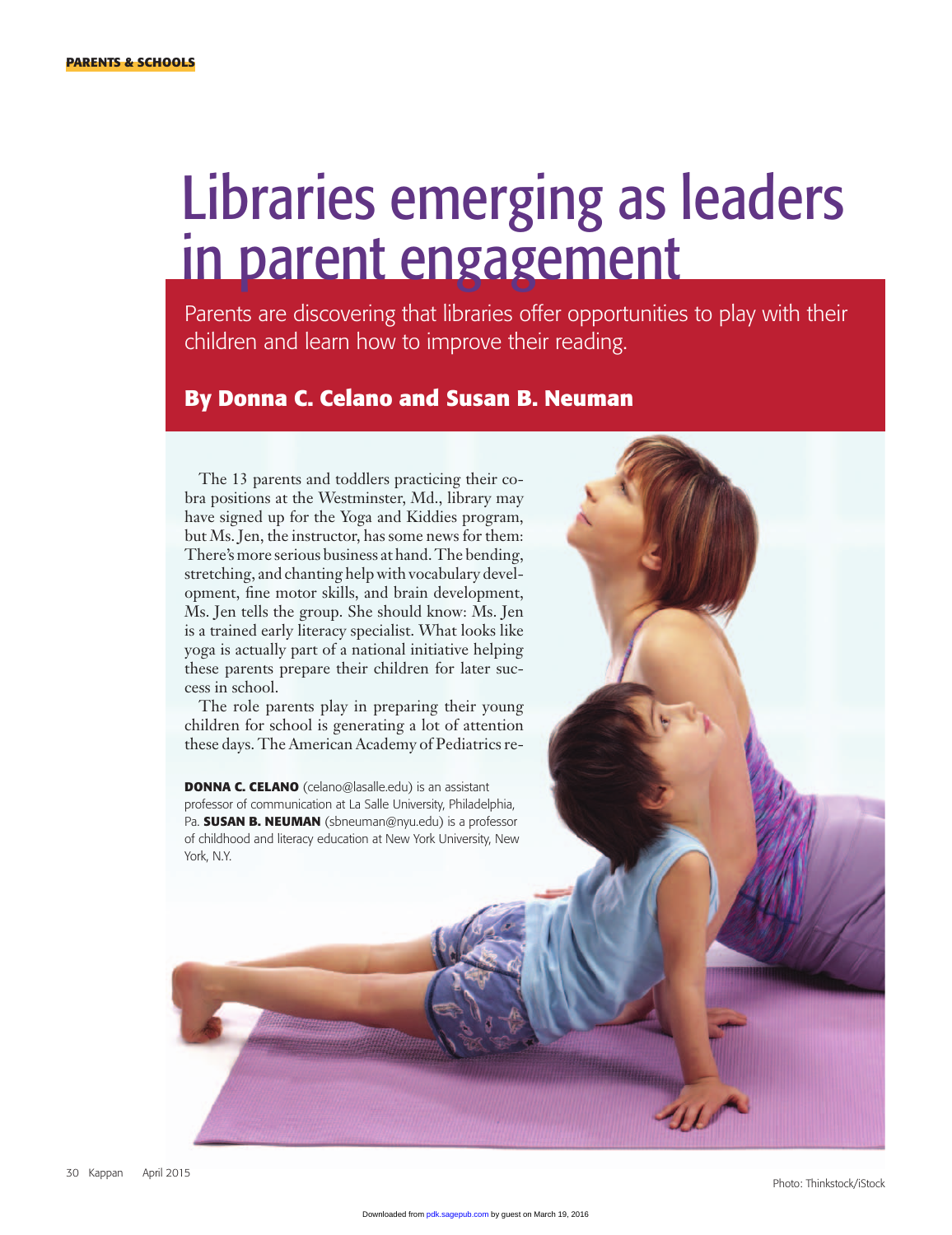PARENTS & SCHOOLS

# Libraries emerging as leaders in parent engagement

Parents are discovering that libraries offer opportunities to play with their children and learn how to improve their reading.

## By Donna C. Celano and Susan B. Neuman

The 13 parents and toddlers practicing their cobra positions at the Westminster, Md., library may have signed up for the Yoga and Kiddies program, but Ms. Jen, the instructor, has some news for them: There's more serious business at hand. The bending, stretching, and chanting help with vocabulary development, fine motor skills, and brain development, Ms. Jen tells the group. She should know: Ms. Jen is a trained early literacy specialist. What looks like yoga is actually part of a national initiative helping these parents prepare their children for later success in school.

The role parents play in preparing their young children for school is generating a lot of attention these days. The American Academy of Pediatrics re-

**DONNA C. CELANO** (celano@lasalle.edu) is an assistant professor of communication at La Salle University, Philadelphia, Pa. **SUSAN B. NEUMAN** (sbneuman@nyu.edu) is a professor of childhood and literacy education at New York University, New York, N.Y.

Photo: Thinkstock/iStock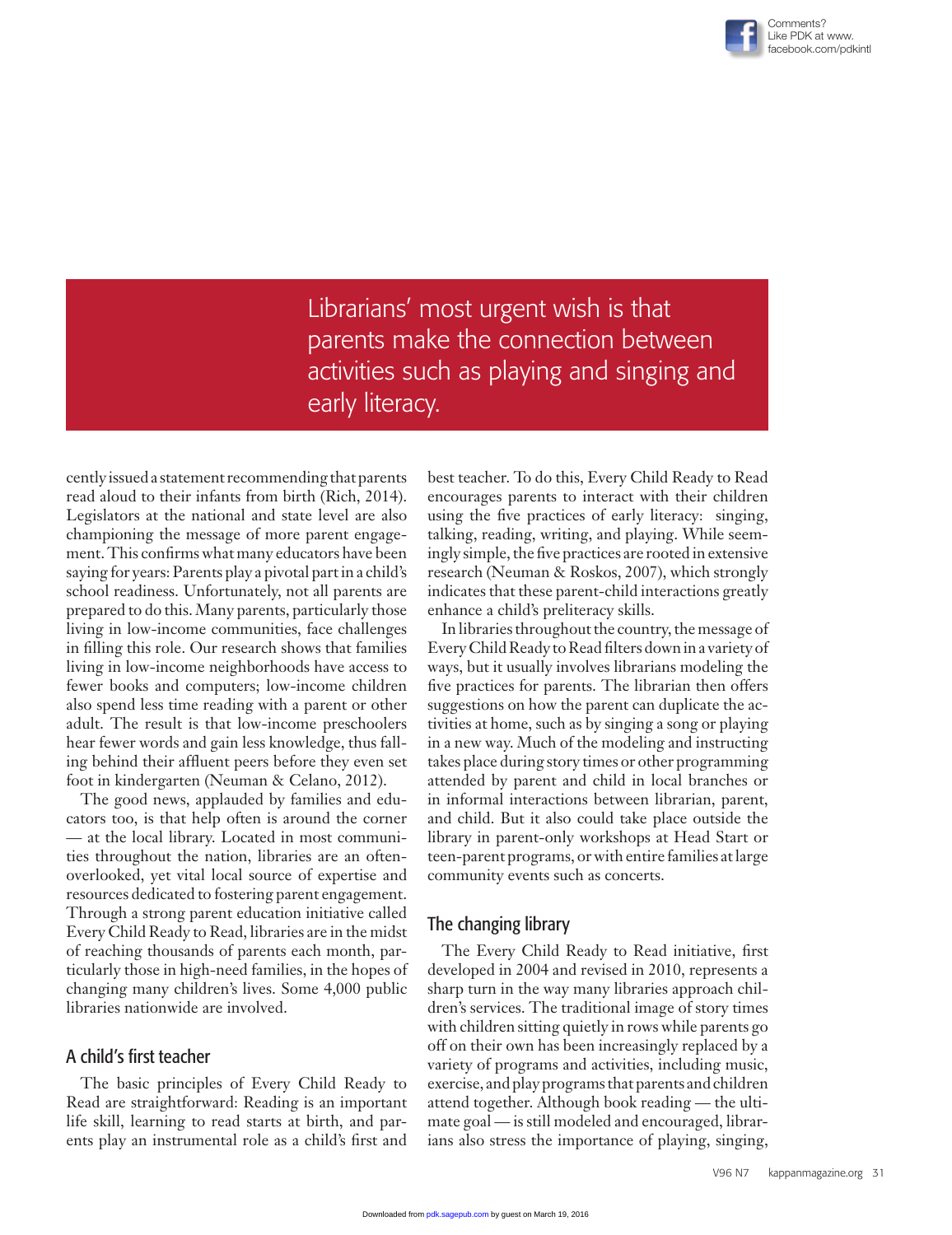> Librarians' most urgent wish is that parents make the connection between activities such as playing and singing and early literacy.

cently issued a statement recommending that parents read aloud to their infants from birth (Rich, 2014). Legislators at the national and state level are also championing the message of more parent engagement. This confirms what many educators have been saying for years: Parents play a pivotal part in a child's school readiness. Unfortunately, not all parents are prepared to do this. Many parents, particularly those living in low-income communities, face challenges in filling this role. Our research shows that families living in low-income neighborhoods have access to fewer books and computers; low-income children also spend less time reading with a parent or other adult. The result is that low-income preschoolers hear fewer words and gain less knowledge, thus falling behind their affluent peers before they even set foot in kindergarten (Neuman & Celano, 2012).

The good news, applauded by families and educators too, is that help often is around the corner — at the local library. Located in most communities throughout the nation, libraries are an often-overlooked, yet vital local source of expertise and resources dedicated to fostering parent engagement. Through a strong parent education initiative called Every Child Ready to Read, libraries are in the midst of reaching thousands of parents each month, particularly those in high-need families, in the hopes of changing many children's lives. Some 4,000 public libraries nationwide are involved.

## A child's first teacher

The basic principles of Every Child Ready to Read are straightforward: Reading is an important life skill, learning to read starts at birth, and parents play an instrumental role as a child's first and best teacher. To do this, Every Child Ready to Read encourages parents to interact with their children using the five practices of early literacy: singing, talking, reading, writing, and playing. While seemingly simple, the five practices are rooted in extensive research (Neuman & Roskos, 2007), which strongly indicates that these parent-child interactions greatly enhance a child's preliteracy skills.

In libraries throughout the country, the message of Every Child Ready to Read filters down in a variety of ways, but it usually involves librarians modeling the five practices for parents. The librarian then offers suggestions on how the parent can duplicate the activities at home, such as by singing a song or playing in a new way. Much of the modeling and instructing takes place during story times or other programming attended by parent and child in local branches or in informal interactions between librarian, parent, and child. But it also could take place outside the library in parent-only workshops at Head Start or teen-parent programs, or with entire families at large community events such as concerts.

## The changing library

The Every Child Ready to Read initiative, first developed in 2004 and revised in 2010, represents a sharp turn in the way many libraries approach children's services. The traditional image of story times with children sitting quietly in rows while parents go off on their own has been increasingly replaced by a variety of programs and activities, including music, exercise, and play programs that parents and children attend together. Although book reading — the ultimate goal — is still modeled and encouraged, librarians also stress the importance of playing, singing,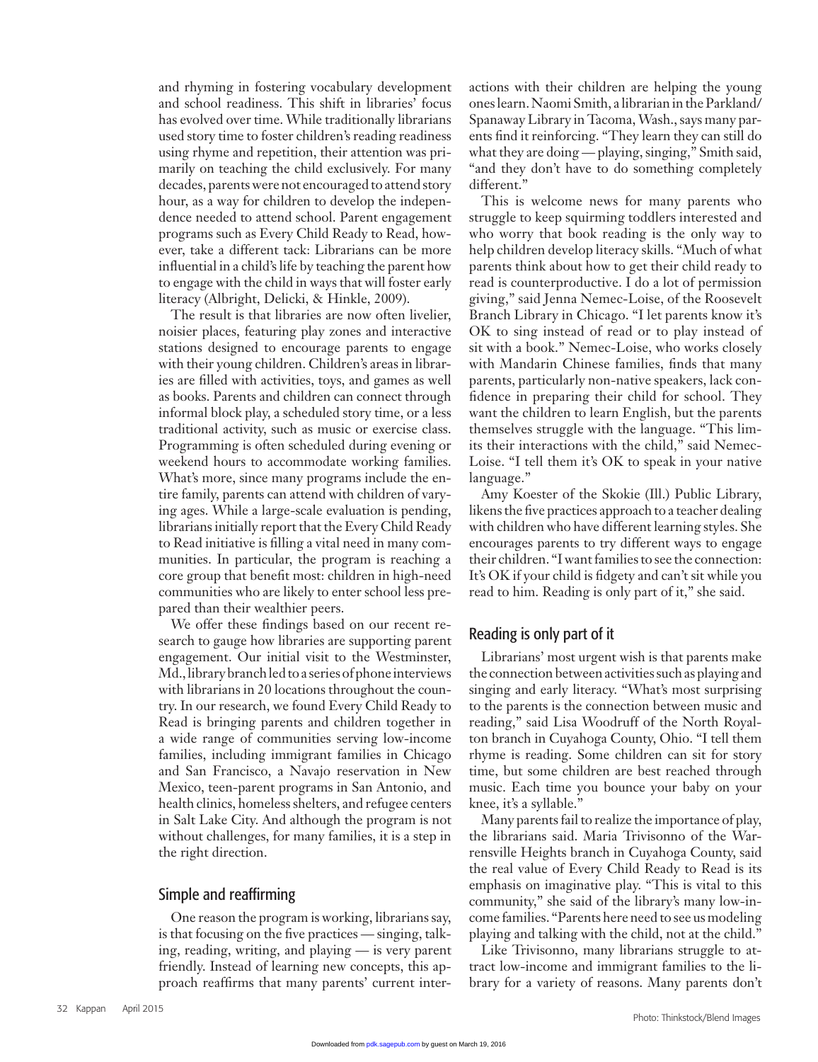and rhyming in fostering vocabulary development and school readiness. This shift in libraries' focus has evolved over time. While traditionally librarians used story time to foster children's reading readiness using rhyme and repetition, their attention was primarily on teaching the child exclusively. For many decades, parents were not encouraged to attend story hour, as a way for children to develop the independence needed to attend school. Parent engagement programs such as Every Child Ready to Read, however, take a different tack: Librarians can be more influential in a child's life by teaching the parent how to engage with the child in ways that will foster early literacy (Albright, Delicki, & Hinkle, 2009).

The result is that libraries are now often livelier, noisier places, featuring play zones and interactive stations designed to encourage parents to engage with their young children. Children's areas in libraries are filled with activities, toys, and games as well as books. Parents and children can connect through informal block play, a scheduled story time, or a less traditional activity, such as music or exercise class. Programming is often scheduled during evening or weekend hours to accommodate working families. What's more, since many programs include the entire family, parents can attend with children of varying ages. While a large-scale evaluation is pending, librarians initially report that the Every Child Ready to Read initiative is filling a vital need in many communities. In particular, the program is reaching a core group that benefit most: children in high-need communities who are likely to enter school less prepared than their wealthier peers.

We offer these findings based on our recent research to gauge how libraries are supporting parent engagement. Our initial visit to the Westminster, Md., library branch led to a series of phone interviews with librarians in 20 locations throughout the country. In our research, we found Every Child Ready to Read is bringing parents and children together in a wide range of communities serving low-income families, including immigrant families in Chicago and San Francisco, a Navajo reservation in New Mexico, teen-parent programs in San Antonio, and health clinics, homeless shelters, and refugee centers in Salt Lake City. And although the program is not without challenges, for many families, it is a step in the right direction.

## Simple and reaffirming

One reason the program is working, librarians say, is that focusing on the five practices — singing, talking, reading, writing, and playing — is very parent friendly. Instead of learning new concepts, this approach reaffirms that many parents' current interactions with their children are helping the young ones learn. Naomi Smith, a librarian in the Parkland/Spanaway Library in Tacoma, Wash., says many parents find it reinforcing. "They learn they can still do what they are doing — playing, singing," Smith said, "and they don't have to do something completely different."

This is welcome news for many parents who struggle to keep squirming toddlers interested and who worry that book reading is the only way to help children develop literacy skills. "Much of what parents think about how to get their child ready to read is counterproductive. I do a lot of permission giving," said Jenna Nemec-Loise, of the Roosevelt Branch Library in Chicago. "I let parents know it's OK to sing instead of read or to play instead of sit with a book." Nemec-Loise, who works closely with Mandarin Chinese families, finds that many parents, particularly non-native speakers, lack confidence in preparing their child for school. They want the children to learn English, but the parents themselves struggle with the language. "This limits their interactions with the child," said Nemec-Loise. "I tell them it's OK to speak in your native language."

Amy Koester of the Skokie (Ill.) Public Library, likens the five practices approach to a teacher dealing with children who have different learning styles. She encourages parents to try different ways to engage their children. "I want families to see the connection: It's OK if your child is fidgety and can't sit while you read to him. Reading is only part of it," she said.

## Reading is only part of it

Librarians' most urgent wish is that parents make the connection between activities such as playing and singing and early literacy. "What's most surprising to the parents is the connection between music and reading," said Lisa Woodruff of the North Royalton branch in Cuyahoga County, Ohio. "I tell them rhyme is reading. Some children can sit for story time, but some children are best reached through music. Each time you bounce your baby on your knee, it's a syllable."

Many parents fail to realize the importance of play, the librarians said. Maria Trivisonno of the Warrensville Heights branch in Cuyahoga County, said the real value of Every Child Ready to Read is its emphasis on imaginative play. "This is vital to this community," she said of the library's many low-income families. "Parents here need to see us modeling playing and talking with the child, not at the child."

Like Trivisonno, many librarians struggle to attract low-income and immigrant families to the library for a variety of reasons. Many parents don't

Photo: Thinkstock/Blend Images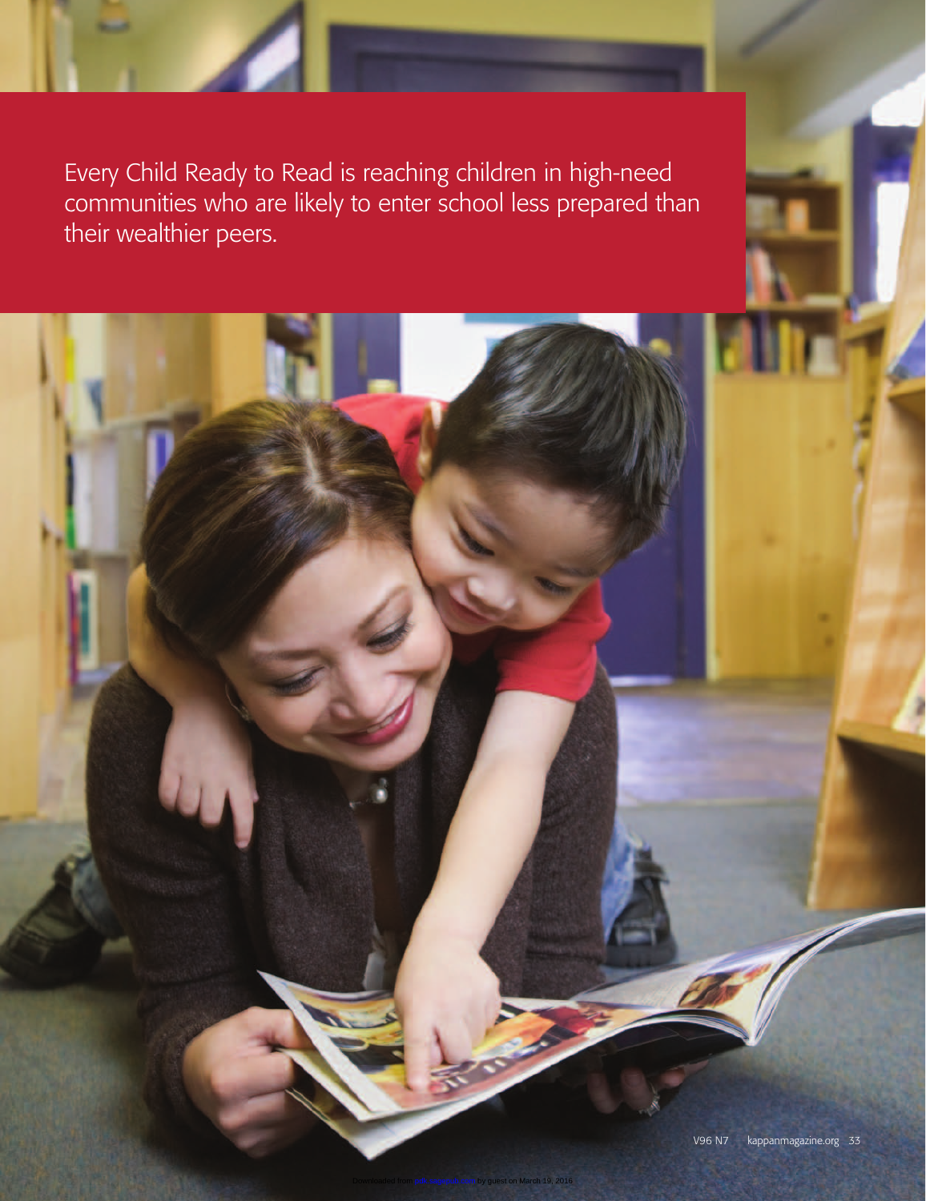Every Child Ready to Read is reaching children in high-need communities who are likely to enter school less prepared than their wealthier peers.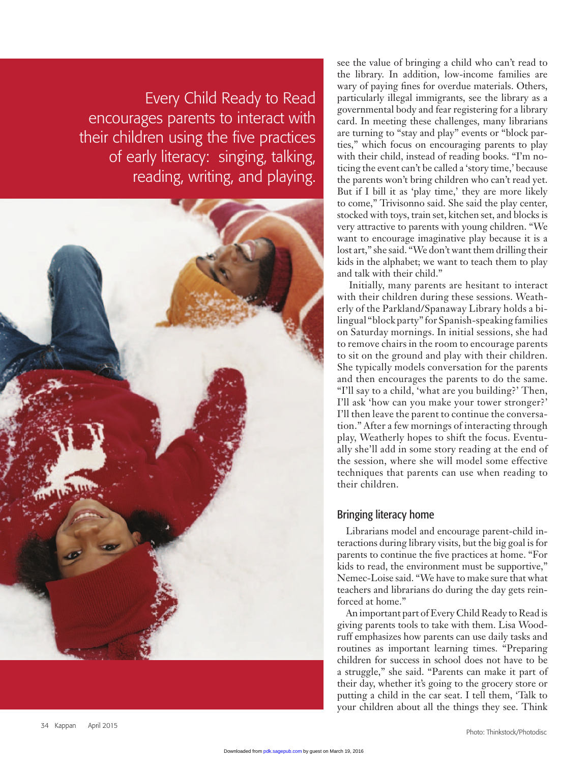Every Child Ready to Read encourages parents to interact with their children using the five practices of early literacy: singing, talking, reading, writing, and playing.

see the value of bringing a child who can't read to the library. In addition, low-income families are wary of paying fines for overdue materials. Others, particularly illegal immigrants, see the library as a governmental body and fear registering for a library card. In meeting these challenges, many librarians are turning to "stay and play" events or "block parties," which focus on encouraging parents to play with their child, instead of reading books. "I'm noticing the event can't be called a 'story time,' because the parents won't bring children who can't read yet. But if I bill it as 'play time,' they are more likely to come," Trivisonno said. She said the play center, stocked with toys, train set, kitchen set, and blocks is very attractive to parents with young children. "We want to encourage imaginative play because it is a lost art," she said. "We don't want them drilling their kids in the alphabet; we want to teach them to play and talk with their child."

Initially, many parents are hesitant to interact with their children during these sessions. Weatherly of the Parkland/Spanaway Library holds a bilingual "block party" for Spanish-speaking families on Saturday mornings. In initial sessions, she had to remove chairs in the room to encourage parents to sit on the ground and play with their children. She typically models conversation for the parents and then encourages the parents to do the same. "I'll say to a child, 'what are you building?' Then, I'll ask 'how can you make your tower stronger?' I'll then leave the parent to continue the conversation." After a few mornings of interacting through play, Weatherly hopes to shift the focus. Eventually she'll add in some story reading at the end of the session, where she will model some effective techniques that parents can use when reading to their children.

## Bringing literacy home

Librarians model and encourage parent-child interactions during library visits, but the big goal is for parents to continue the five practices at home. "For kids to read, the environment must be supportive," Nemec-Loise said. "We have to make sure that what teachers and librarians do during the day gets reinforced at home."

An important part of Every Child Ready to Read is giving parents tools to take with them. Lisa Woodruff emphasizes how parents can use daily tasks and routines as important learning times. "Preparing children for success in school does not have to be a struggle," she said. "Parents can make it part of their day, whether it's going to the grocery store or putting a child in the car seat. I tell them, 'Talk to your children about all the things they see. Think

Photo: Thinkstock/Photodisc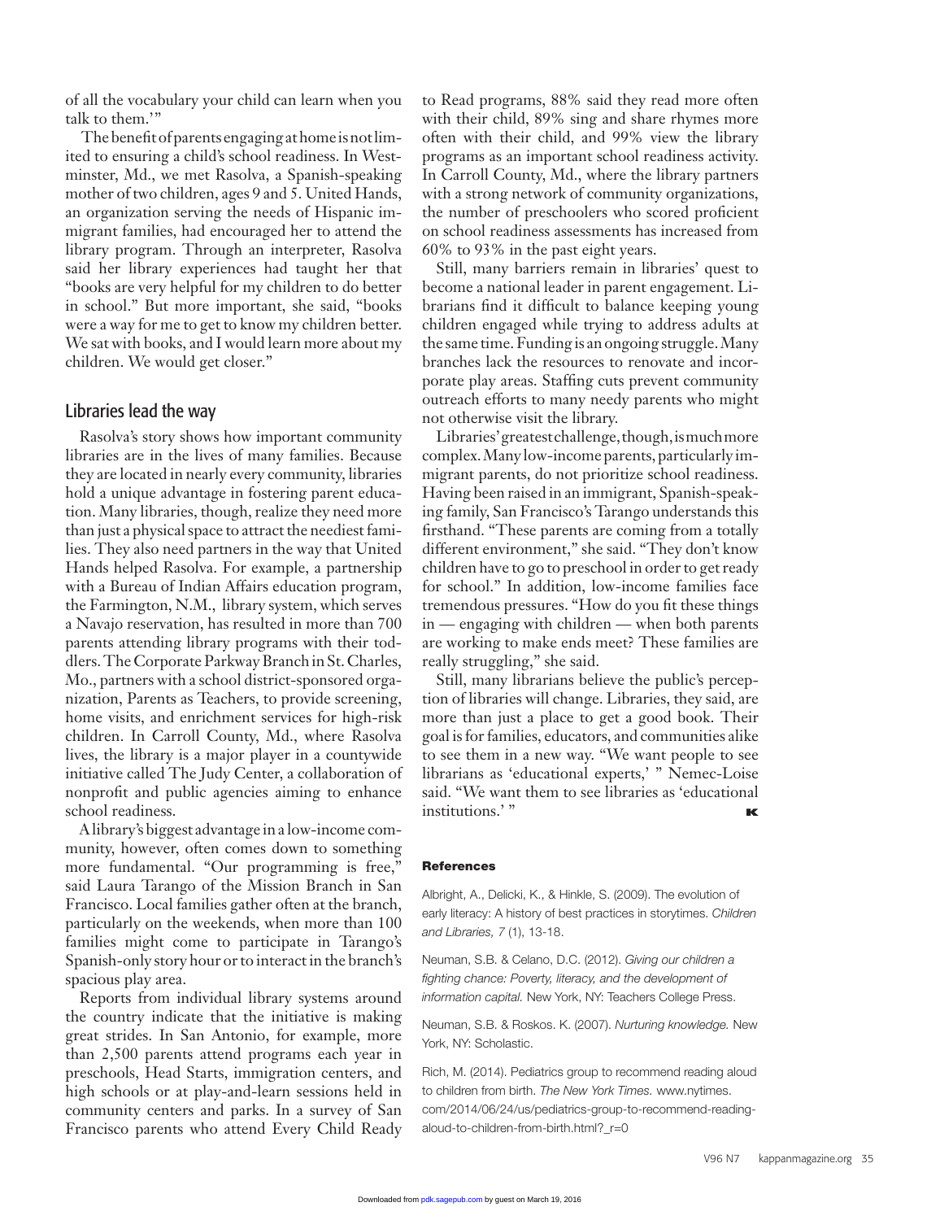of all the vocabulary your child can learn when you talk to them.'"

The benefit of parents engaging at home is not limited to ensuring a child's school readiness. In Westminster, Md., we met Rasolva, a Spanish-speaking mother of two children, ages 9 and 5. United Hands, an organization serving the needs of Hispanic immigrant families, had encouraged her to attend the library program. Through an interpreter, Rasolva said her library experiences had taught her that "books are very helpful for my children to do better in school." But more important, she said, "books were a way for me to get to know my children better. We sat with books, and I would learn more about my children. We would get closer."

## Libraries lead the way

Rasolva's story shows how important community libraries are in the lives of many families. Because they are located in nearly every community, libraries hold a unique advantage in fostering parent education. Many libraries, though, realize they need more than just a physical space to attract the neediest families. They also need partners in the way that United Hands helped Rasolva. For example, a partnership with a Bureau of Indian Affairs education program, the Farmington, N.M., library system, which serves a Navajo reservation, has resulted in more than 700 parents attending library programs with their toddlers. The Corporate Parkway Branch in St. Charles, Mo., partners with a school district-sponsored organization, Parents as Teachers, to provide screening, home visits, and enrichment services for high-risk children. In Carroll County, Md., where Rasolva lives, the library is a major player in a countywide initiative called The Judy Center, a collaboration of nonprofit and public agencies aiming to enhance school readiness.

A library's biggest advantage in a low-income community, however, often comes down to something more fundamental. "Our programming is free," said Laura Tarango of the Mission Branch in San Francisco. Local families gather often at the branch, particularly on the weekends, when more than 100 families might come to participate in Tarango's Spanish-only story hour or to interact in the branch's spacious play area.

Reports from individual library systems around the country indicate that the initiative is making great strides. In San Antonio, for example, more than 2,500 parents attend programs each year in preschools, Head Starts, immigration centers, and high schools or at play-and-learn sessions held in community centers and parks. In a survey of San Francisco parents who attend Every Child Ready to Read programs, 88% said they read more often with their child, 89% sing and share rhymes more often with their child, and 99% view the library programs as an important school readiness activity. In Carroll County, Md., where the library partners with a strong network of community organizations, the number of preschoolers who scored proficient on school readiness assessments has increased from 60% to 93% in the past eight years.

Still, many barriers remain in libraries' quest to become a national leader in parent engagement. Librarians find it difficult to balance keeping young children engaged while trying to address adults at the same time. Funding is an ongoing struggle. Many branches lack the resources to renovate and incorporate play areas. Staffing cuts prevent community outreach efforts to many needy parents who might not otherwise visit the library.

Libraries' greatest challenge, though, is much more complex. Many low-income parents, particularly immigrant parents, do not prioritize school readiness. Having been raised in an immigrant, Spanish-speaking family, San Francisco's Tarango understands this firsthand. "These parents are coming from a totally different environment," she said. "They don't know children have to go to preschool in order to get ready for school." In addition, low-income families face tremendous pressures. "How do you fit these things in — engaging with children — when both parents are working to make ends meet? These families are really struggling," she said.

Still, many librarians believe the public's perception of libraries will change. Libraries, they said, are more than just a place to get a good book. Their goal is for families, educators, and communities alike to see them in a new way. "We want people to see librarians as 'educational experts,' " Nemec-Loise said. "We want them to see libraries as 'educational institutions.' "

### References

Albright, A., Delicki, K., & Hinkle, S. (2009). The evolution of early literacy: A history of best practices in storytimes. *Children and Libraries, 7* (1), 13-18.

Neuman, S.B. & Celano, D.C. (2012). *Giving our children a fighting chance: Poverty, literacy, and the development of information capital.* New York, NY: Teachers College Press.

Neuman, S.B. & Roskos. K. (2007). *Nurturing knowledge.* New York, NY: Scholastic.

Rich, M. (2014). Pediatrics group to recommend reading aloud to children from birth. *The New York Times.* www.nytimes.com/2014/06/24/us/pediatrics-group-to-recommend-reading-aloud-to-children-from-birth.html?_r=0